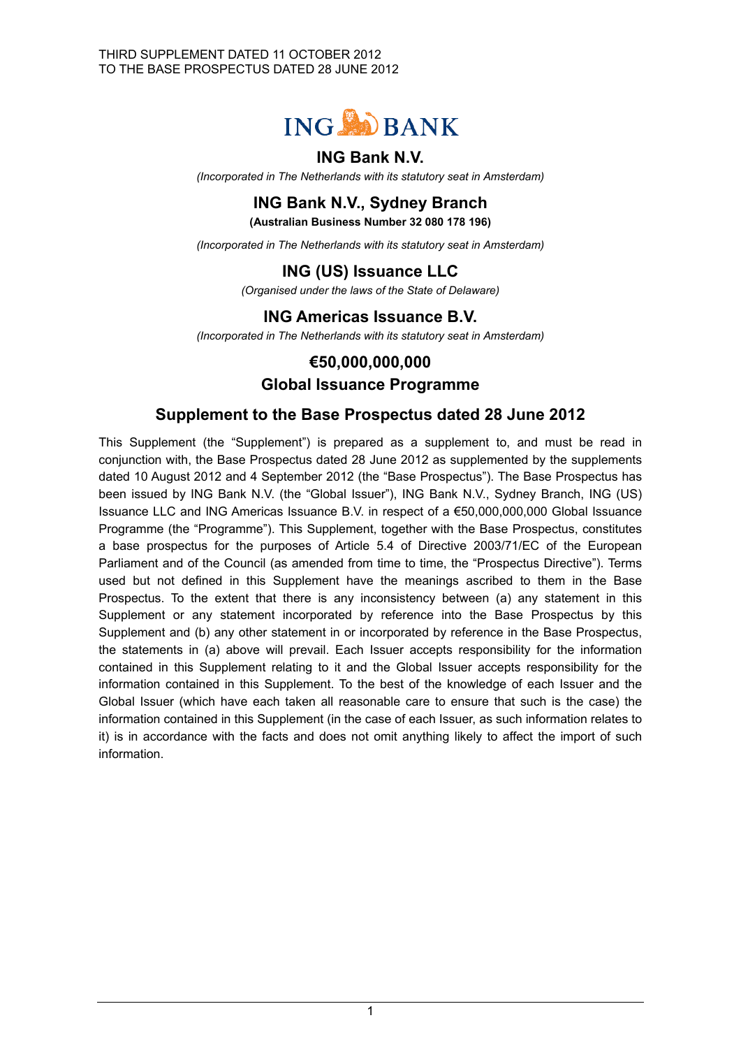THIRD SUPPLEMENT DATED 11 OCTOBER 2012
TO THE BASE PROSPECTUS DATED 28 JUNE 2012

ING BANK

# ING Bank N.V.

*(Incorporated in The Netherlands with its statutory seat in Amsterdam)*

# ING Bank N.V., Sydney Branch

**(Australian Business Number 32 080 178 196)**

*(Incorporated in The Netherlands with its statutory seat in Amsterdam)*

# ING (US) Issuance LLC

*(Organised under the laws of the State of Delaware)*

# ING Americas Issuance B.V.

*(Incorporated in The Netherlands with its statutory seat in Amsterdam)*

## €50,000,000,000
## Global Issuance Programme

## Supplement to the Base Prospectus dated 28 June 2012

This Supplement (the "Supplement") is prepared as a supplement to, and must be read in conjunction with, the Base Prospectus dated 28 June 2012 as supplemented by the supplements dated 10 August 2012 and 4 September 2012 (the "Base Prospectus"). The Base Prospectus has been issued by ING Bank N.V. (the "Global Issuer"), ING Bank N.V., Sydney Branch, ING (US) Issuance LLC and ING Americas Issuance B.V. in respect of a €50,000,000,000 Global Issuance Programme (the "Programme"). This Supplement, together with the Base Prospectus, constitutes a base prospectus for the purposes of Article 5.4 of Directive 2003/71/EC of the European Parliament and of the Council (as amended from time to time, the "Prospectus Directive"). Terms used but not defined in this Supplement have the meanings ascribed to them in the Base Prospectus. To the extent that there is any inconsistency between (a) any statement in this Supplement or any statement incorporated by reference into the Base Prospectus by this Supplement and (b) any other statement in or incorporated by reference in the Base Prospectus, the statements in (a) above will prevail. Each Issuer accepts responsibility for the information contained in this Supplement relating to it and the Global Issuer accepts responsibility for the information contained in this Supplement. To the best of the knowledge of each Issuer and the Global Issuer (which have each taken all reasonable care to ensure that such is the case) the information contained in this Supplement (in the case of each Issuer, as such information relates to it) is in accordance with the facts and does not omit anything likely to affect the import of such information.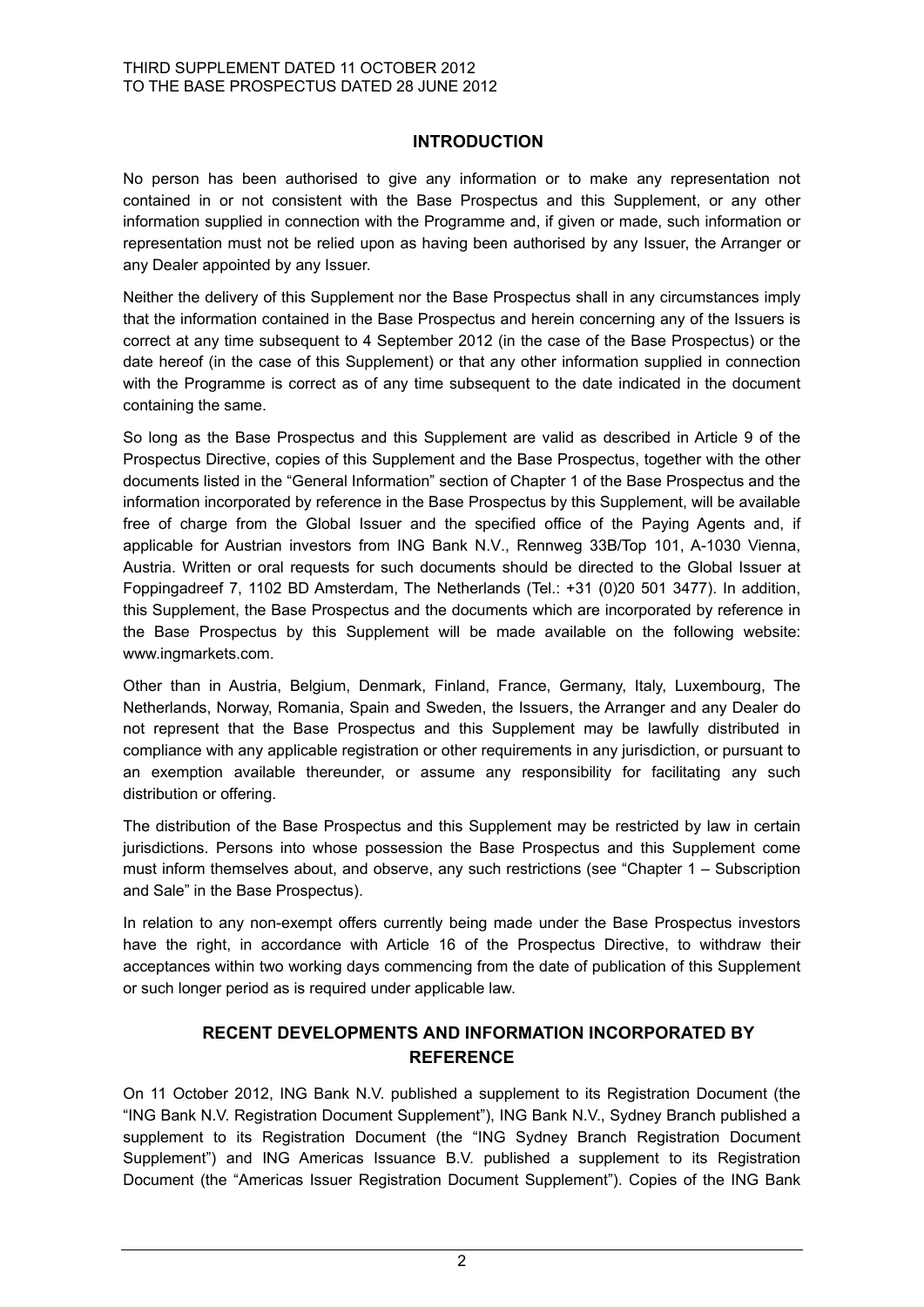## INTRODUCTION

No person has been authorised to give any information or to make any representation not contained in or not consistent with the Base Prospectus and this Supplement, or any other information supplied in connection with the Programme and, if given or made, such information or representation must not be relied upon as having been authorised by any Issuer, the Arranger or any Dealer appointed by any Issuer.

Neither the delivery of this Supplement nor the Base Prospectus shall in any circumstances imply that the information contained in the Base Prospectus and herein concerning any of the Issuers is correct at any time subsequent to 4 September 2012 (in the case of the Base Prospectus) or the date hereof (in the case of this Supplement) or that any other information supplied in connection with the Programme is correct as of any time subsequent to the date indicated in the document containing the same.

So long as the Base Prospectus and this Supplement are valid as described in Article 9 of the Prospectus Directive, copies of this Supplement and the Base Prospectus, together with the other documents listed in the "General Information" section of Chapter 1 of the Base Prospectus and the information incorporated by reference in the Base Prospectus by this Supplement, will be available free of charge from the Global Issuer and the specified office of the Paying Agents and, if applicable for Austrian investors from ING Bank N.V., Rennweg 33B/Top 101, A-1030 Vienna, Austria. Written or oral requests for such documents should be directed to the Global Issuer at Foppingadreef 7, 1102 BD Amsterdam, The Netherlands (Tel.: +31 (0)20 501 3477). In addition, this Supplement, the Base Prospectus and the documents which are incorporated by reference in the Base Prospectus by this Supplement will be made available on the following website: www.ingmarkets.com.

Other than in Austria, Belgium, Denmark, Finland, France, Germany, Italy, Luxembourg, The Netherlands, Norway, Romania, Spain and Sweden, the Issuers, the Arranger and any Dealer do not represent that the Base Prospectus and this Supplement may be lawfully distributed in compliance with any applicable registration or other requirements in any jurisdiction, or pursuant to an exemption available thereunder, or assume any responsibility for facilitating any such distribution or offering.

The distribution of the Base Prospectus and this Supplement may be restricted by law in certain jurisdictions. Persons into whose possession the Base Prospectus and this Supplement come must inform themselves about, and observe, any such restrictions (see "Chapter 1 – Subscription and Sale" in the Base Prospectus).

In relation to any non-exempt offers currently being made under the Base Prospectus investors have the right, in accordance with Article 16 of the Prospectus Directive, to withdraw their acceptances within two working days commencing from the date of publication of this Supplement or such longer period as is required under applicable law.

## RECENT DEVELOPMENTS AND INFORMATION INCORPORATED BY REFERENCE

On 11 October 2012, ING Bank N.V. published a supplement to its Registration Document (the "ING Bank N.V. Registration Document Supplement"), ING Bank N.V., Sydney Branch published a supplement to its Registration Document (the "ING Sydney Branch Registration Document Supplement") and ING Americas Issuance B.V. published a supplement to its Registration Document (the "Americas Issuer Registration Document Supplement"). Copies of the ING Bank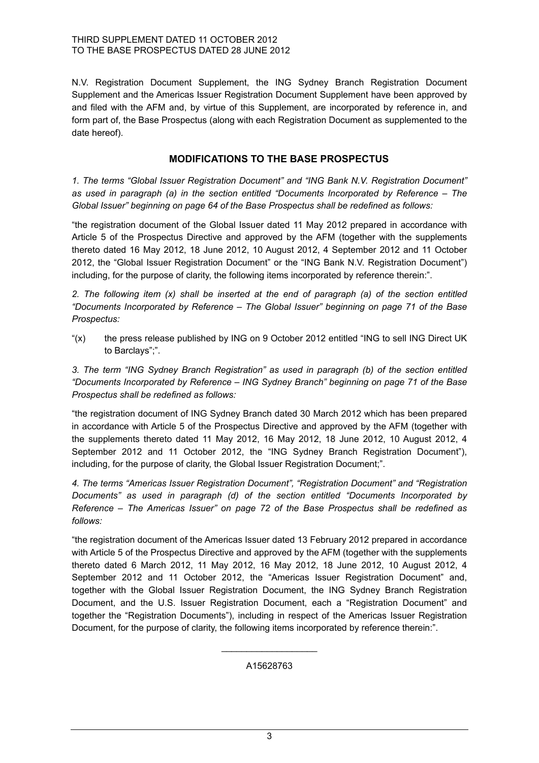N.V. Registration Document Supplement, the ING Sydney Branch Registration Document Supplement and the Americas Issuer Registration Document Supplement have been approved by and filed with the AFM and, by virtue of this Supplement, are incorporated by reference in, and form part of, the Base Prospectus (along with each Registration Document as supplemented to the date hereof).

## MODIFICATIONS TO THE BASE PROSPECTUS

*1. The terms "Global Issuer Registration Document" and "ING Bank N.V. Registration Document" as used in paragraph (a) in the section entitled "Documents Incorporated by Reference – The Global Issuer" beginning on page 64 of the Base Prospectus shall be redefined as follows:*

"the registration document of the Global Issuer dated 11 May 2012 prepared in accordance with Article 5 of the Prospectus Directive and approved by the AFM (together with the supplements thereto dated 16 May 2012, 18 June 2012, 10 August 2012, 4 September 2012 and 11 October 2012, the "Global Issuer Registration Document" or the "ING Bank N.V. Registration Document") including, for the purpose of clarity, the following items incorporated by reference therein:".

*2. The following item (x) shall be inserted at the end of paragraph (a) of the section entitled "Documents Incorporated by Reference – The Global Issuer" beginning on page 71 of the Base Prospectus:*

"(x) the press release published by ING on 9 October 2012 entitled "ING to sell ING Direct UK to Barclays";".

*3. The term "ING Sydney Branch Registration" as used in paragraph (b) of the section entitled "Documents Incorporated by Reference – ING Sydney Branch" beginning on page 71 of the Base Prospectus shall be redefined as follows:*

"the registration document of ING Sydney Branch dated 30 March 2012 which has been prepared in accordance with Article 5 of the Prospectus Directive and approved by the AFM (together with the supplements thereto dated 11 May 2012, 16 May 2012, 18 June 2012, 10 August 2012, 4 September 2012 and 11 October 2012, the "ING Sydney Branch Registration Document"), including, for the purpose of clarity, the Global Issuer Registration Document;".

*4. The terms "Americas Issuer Registration Document", "Registration Document" and "Registration Documents" as used in paragraph (d) of the section entitled "Documents Incorporated by Reference – The Americas Issuer" on page 72 of the Base Prospectus shall be redefined as follows:*

"the registration document of the Americas Issuer dated 13 February 2012 prepared in accordance with Article 5 of the Prospectus Directive and approved by the AFM (together with the supplements thereto dated 6 March 2012, 11 May 2012, 16 May 2012, 18 June 2012, 10 August 2012, 4 September 2012 and 11 October 2012, the "Americas Issuer Registration Document" and, together with the Global Issuer Registration Document, the ING Sydney Branch Registration Document, and the U.S. Issuer Registration Document, each a "Registration Document" and together the "Registration Documents"), including in respect of the Americas Issuer Registration Document, for the purpose of clarity, the following items incorporated by reference therein:".

A15628763